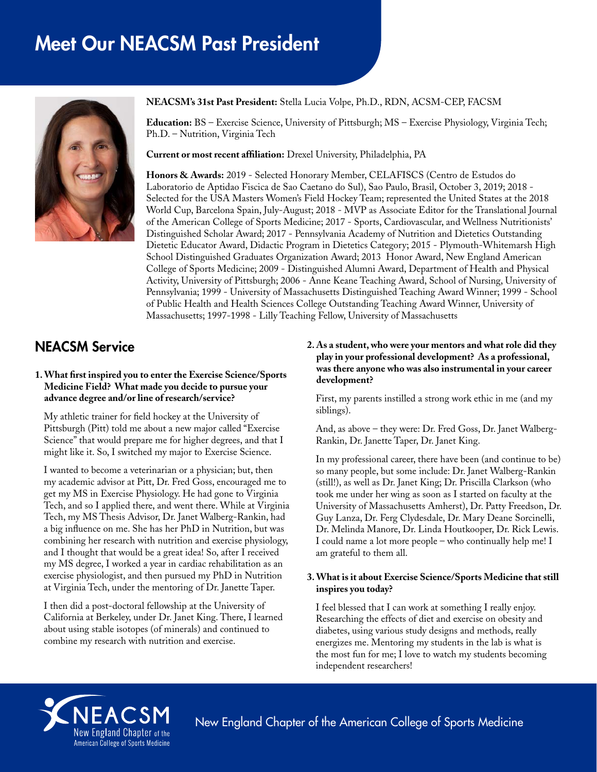# Meet Our NEACSM Past President

**NEACSM's 31st Past President:** Stella Lucia Volpe, Ph.D., RDN, ACSM-CEP, FACSM

**Education:** BS – Exercise Science, University of Pittsburgh; MS – Exercise Physiology, Virginia Tech; Ph.D. – Nutrition, Virginia Tech

**Current or most recent affiliation:** Drexel University, Philadelphia, PA

**Honors & Awards:** 2019 - Selected Honorary Member, CELAFISCS (Centro de Estudos do Laboratorio de Aptidao Fiscica de Sao Caetano do Sul), Sao Paulo, Brasil, October 3, 2019; 2018 - Selected for the USA Masters Women's Field Hockey Team; represented the United States at the 2018 World Cup, Barcelona Spain, July-August; 2018 - MVP as Associate Editor for the Translational Journal of the American College of Sports Medicine; 2017 - Sports, Cardiovascular, and Wellness Nutritionists' Distinguished Scholar Award; 2017 - Pennsylvania Academy of Nutrition and Dietetics Outstanding Dietetic Educator Award, Didactic Program in Dietetics Category; 2015 - Plymouth-Whitemarsh High School Distinguished Graduates Organization Award; 2013 Honor Award, New England American College of Sports Medicine; 2009 - Distinguished Alumni Award, Department of Health and Physical Activity, University of Pittsburgh; 2006 - Anne Keane Teaching Award, School of Nursing, University of Pennsylvania; 1999 - University of Massachusetts Distinguished Teaching Award Winner; 1999 - School of Public Health and Health Sciences College Outstanding Teaching Award Winner, University of Massachusetts; 1997-1998 - Lilly Teaching Fellow, University of Massachusetts

## NEACSM Service

**1. What first inspired you to enter the Exercise Science/Sports Medicine Field? What made you decide to pursue your advance degree and/or line of research/service?**

My athletic trainer for field hockey at the University of Pittsburgh (Pitt) told me about a new major called "Exercise Science" that would prepare me for higher degrees, and that I might like it. So, I switched my major to Exercise Science.

I wanted to become a veterinarian or a physician; but, then my academic advisor at Pitt, Dr. Fred Goss, encouraged me to get my MS in Exercise Physiology. He had gone to Virginia Tech, and so I applied there, and went there. While at Virginia Tech, my MS Thesis Advisor, Dr. Janet Walberg-Rankin, had a big influence on me. She has her PhD in Nutrition, but was combining her research with nutrition and exercise physiology, and I thought that would be a great idea! So, after I received my MS degree, I worked a year in cardiac rehabilitation as an exercise physiologist, and then pursued my PhD in Nutrition at Virginia Tech, under the mentoring of Dr. Janette Taper.

I then did a post-doctoral fellowship at the University of California at Berkeley, under Dr. Janet King. There, I learned about using stable isotopes (of minerals) and continued to combine my research with nutrition and exercise.

**2. As a student, who were your mentors and what role did they play in your professional development? As a professional, was there anyone who was also instrumental in your career development?**

First, my parents instilled a strong work ethic in me (and my siblings).

And, as above – they were: Dr. Fred Goss, Dr. Janet Walberg-Rankin, Dr. Janette Taper, Dr. Janet King.

In my professional career, there have been (and continue to be) so many people, but some include: Dr. Janet Walberg-Rankin (still!), as well as Dr. Janet King; Dr. Priscilla Clarkson (who took me under her wing as soon as I started on faculty at the University of Massachusetts Amherst), Dr. Patty Freedson, Dr. Guy Lanza, Dr. Ferg Clydesdale, Dr. Mary Deane Sorcinelli, Dr. Melinda Manore, Dr. Linda Houtkooper, Dr. Rick Lewis. I could name a lot more people – who continually help me! I am grateful to them all.

**3. What is it about Exercise Science/Sports Medicine that still inspires you today?**

I feel blessed that I can work at something I really enjoy. Researching the effects of diet and exercise on obesity and diabetes, using various study designs and methods, really energizes me. Mentoring my students in the lab is what is the most fun for me; I love to watch my students becoming independent researchers!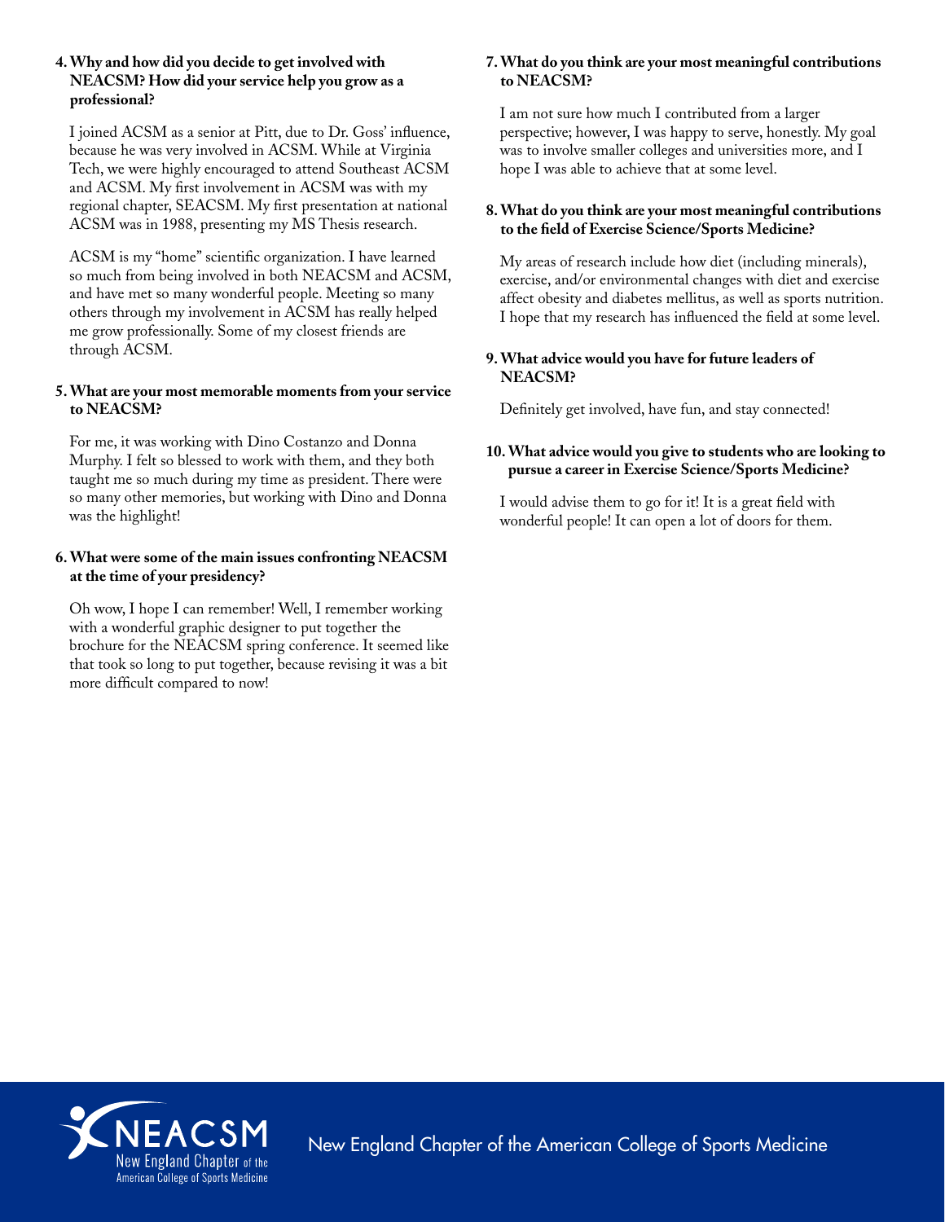**4. Why and how did you decide to get involved with NEACSM? How did your service help you grow as a professional?**

I joined ACSM as a senior at Pitt, due to Dr. Goss' influence, because he was very involved in ACSM. While at Virginia Tech, we were highly encouraged to attend Southeast ACSM and ACSM. My first involvement in ACSM was with my regional chapter, SEACSM. My first presentation at national ACSM was in 1988, presenting my MS Thesis research.

ACSM is my "home" scientific organization. I have learned so much from being involved in both NEACSM and ACSM, and have met so many wonderful people. Meeting so many others through my involvement in ACSM has really helped me grow professionally. Some of my closest friends are through ACSM.

**5. What are your most memorable moments from your service to NEACSM?**

For me, it was working with Dino Costanzo and Donna Murphy. I felt so blessed to work with them, and they both taught me so much during my time as president. There were so many other memories, but working with Dino and Donna was the highlight!

**6. What were some of the main issues confronting NEACSM at the time of your presidency?**

Oh wow, I hope I can remember! Well, I remember working with a wonderful graphic designer to put together the brochure for the NEACSM spring conference. It seemed like that took so long to put together, because revising it was a bit more difficult compared to now!

**7. What do you think are your most meaningful contributions to NEACSM?**

I am not sure how much I contributed from a larger perspective; however, I was happy to serve, honestly. My goal was to involve smaller colleges and universities more, and I hope I was able to achieve that at some level.

**8. What do you think are your most meaningful contributions to the field of Exercise Science/Sports Medicine?**

My areas of research include how diet (including minerals), exercise, and/or environmental changes with diet and exercise affect obesity and diabetes mellitus, as well as sports nutrition. I hope that my research has influenced the field at some level.

**9. What advice would you have for future leaders of NEACSM?**

Definitely get involved, have fun, and stay connected!

**10. What advice would you give to students who are looking to pursue a career in Exercise Science/Sports Medicine?**

I would advise them to go for it! It is a great field with wonderful people! It can open a lot of doors for them.